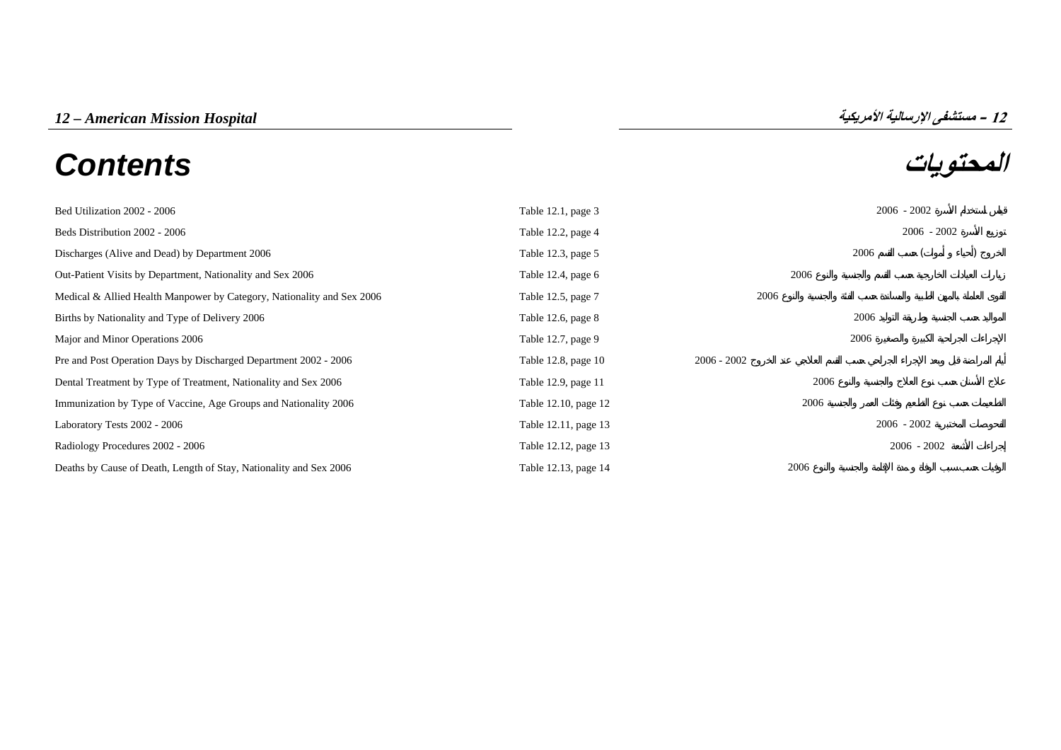# 12 – American Mission Hospital

# 12 – مستشفى الإرسالية الأمريكية

## Contents

## المحتويات

| Contents | Table | المحتويات |
|---|---|---|
| Bed Utilization 2002 - 2006 | Table 12.1, page 3 | قياس استخدام الأسرة 2002 - 2006 |
| Beds Distribution 2002 - 2006 | Table 12.2, page 4 | توزيع الأسرة 2002 - 2006 |
| Discharges (Alive and Dead) by Department 2006 | Table 12.3, page 5 | الخروج (أحياء و أموات) حسب القسم 2006 |
| Out-Patient Visits by Department, Nationality and Sex 2006 | Table 12.4, page 6 | زيارات العيادات الخارجية حسب القسم والجنسية والنوع 2006 |
| Medical & Allied Health Manpower by Category, Nationality and Sex 2006 | Table 12.5, page 7 | القوى العاملة بالمهن الطبية والمساندة حسب الفئة والجنسية والنوع 2006 |
| Births by Nationality and Type of Delivery 2006 | Table 12.6, page 8 | المواليد حسب الجنسية وطريقة التوليد 2006 |
| Major and Minor Operations 2006 | Table 12.7, page 9 | الإجراءات الجراحية الكبيرة والصغيرة 2006 |
| Pre and Post Operation Days by Discharged Department 2002 - 2006 | Table 12.8, page 10 | أيام المراضة قبل وبعد الإجراء الجراحي حسب القسم العلاجي عند الخروج 2002 - 2006 |
| Dental Treatment by Type of Treatment, Nationality and Sex 2006 | Table 12.9, page 11 | علاج الأسنان حسب نوع العلاج والجنسية والنوع 2006 |
| Immunization by Type of Vaccine, Age Groups and Nationality 2006 | Table 12.10, page 12 | التطعيمات حسب نوع الطعم وفئات العمر والجنسية 2006 |
| Laboratory Tests 2002 - 2006 | Table 12.11, page 13 | الفحوصات المختبرية 2002 - 2006 |
| Radiology Procedures 2002 - 2006 | Table 12.12, page 13 | إجراءات الأشعة 2002 - 2006 |
| Deaths by Cause of Death, Length of Stay, Nationality and Sex 2006 | Table 12.13, page 14 | الوفيات حسب سبب الوفاة و مدة الإقامة والجنسية والنوع 2006 |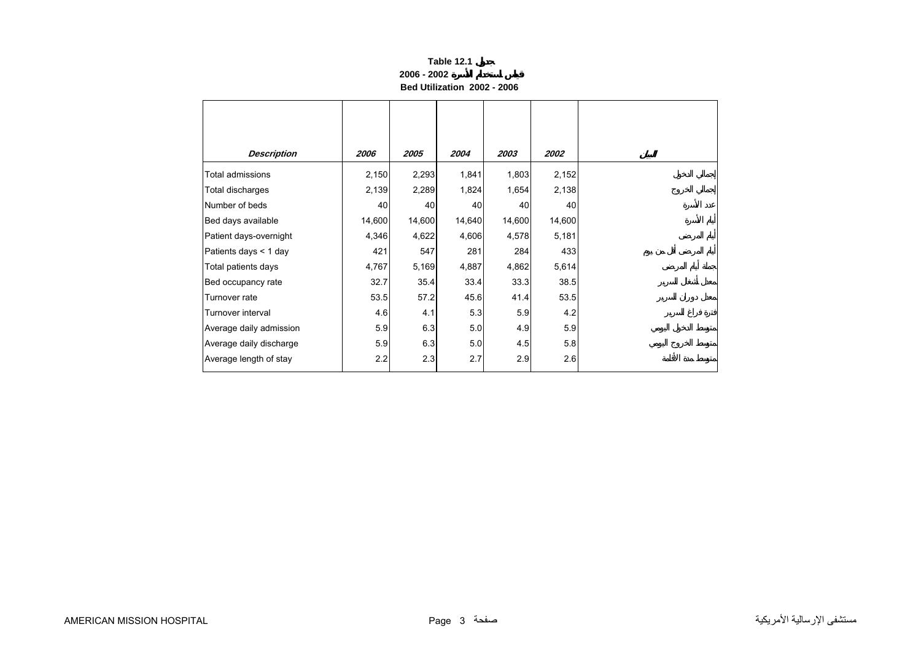# Table 12.1 جدول

## 2006 - 2002 قياس استخدام الأسرة

## Bed Utilization 2002 - 2006

| Description | 2006 | 2005 | 2004 | 2003 | 2002 | البيان |
|---|---|---|---|---|---|---|
| Total admissions | 2,150 | 2,293 | 1,841 | 1,803 | 2,152 | إجمالي الدخول |
| Total discharges | 2,139 | 2,289 | 1,824 | 1,654 | 2,138 | إجمالي الخروج |
| Number of beds | 40 | 40 | 40 | 40 | 40 | عدد الأسرة |
| Bed days available | 14,600 | 14,600 | 14,640 | 14,600 | 14,600 | أيام الأسرة |
| Patient days-overnight | 4,346 | 4,622 | 4,606 | 4,578 | 5,181 | أيام المرضى |
| Patients days < 1 day | 421 | 547 | 281 | 284 | 433 | أيام المرضى أقل من يوم |
| Total patients days | 4,767 | 5,169 | 4,887 | 4,862 | 5,614 | جملة أيام المرضى |
| Bed occupancy rate | 32.7 | 35.4 | 33.4 | 33.3 | 38.5 | معدل أشغال السرير |
| Turnover rate | 53.5 | 57.2 | 45.6 | 41.4 | 53.5 | معدل دوران السرير |
| Turnover interval | 4.6 | 4.1 | 5.3 | 5.9 | 4.2 | فترة فراغ السرير |
| Average daily admission | 5.9 | 6.3 | 5.0 | 4.9 | 5.9 | متوسط الدخول اليومي |
| Average daily discharge | 5.9 | 6.3 | 5.0 | 4.5 | 5.8 | متوسط الخروج اليومي |
| Average length of stay | 2.2 | 2.3 | 2.7 | 2.9 | 2.6 | متوسط مدة الاقامة |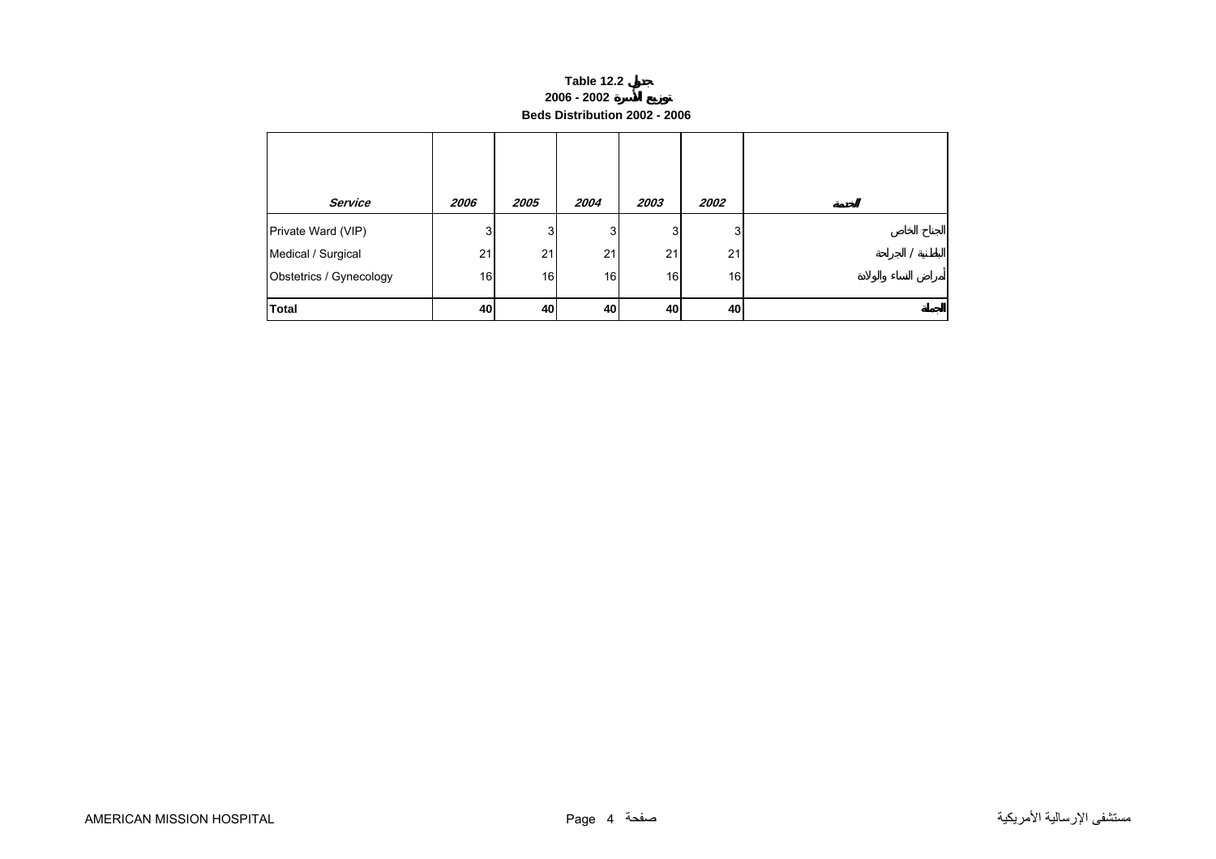**Table 12.2 جدول**

**توزيع الأسرة 2002 - 2006**

**Beds Distribution 2002 - 2006**

| *Service* | *2006* | *2005* | *2004* | *2003* | *2002* | *الخدمة* |
|---|---|---|---|---|---|---|
| Private Ward (VIP) | 3 | 3 | 3 | 3 | 3 | الجناح الخاص |
| Medical / Surgical | 21 | 21 | 21 | 21 | 21 | الباطنية / الجراحة |
| Obstetrics / Gynecology | 16 | 16 | 16 | 16 | 16 | أمراض النساء والولادة |
| **Total** | **40** | **40** | **40** | **40** | **40** | **الجملة** |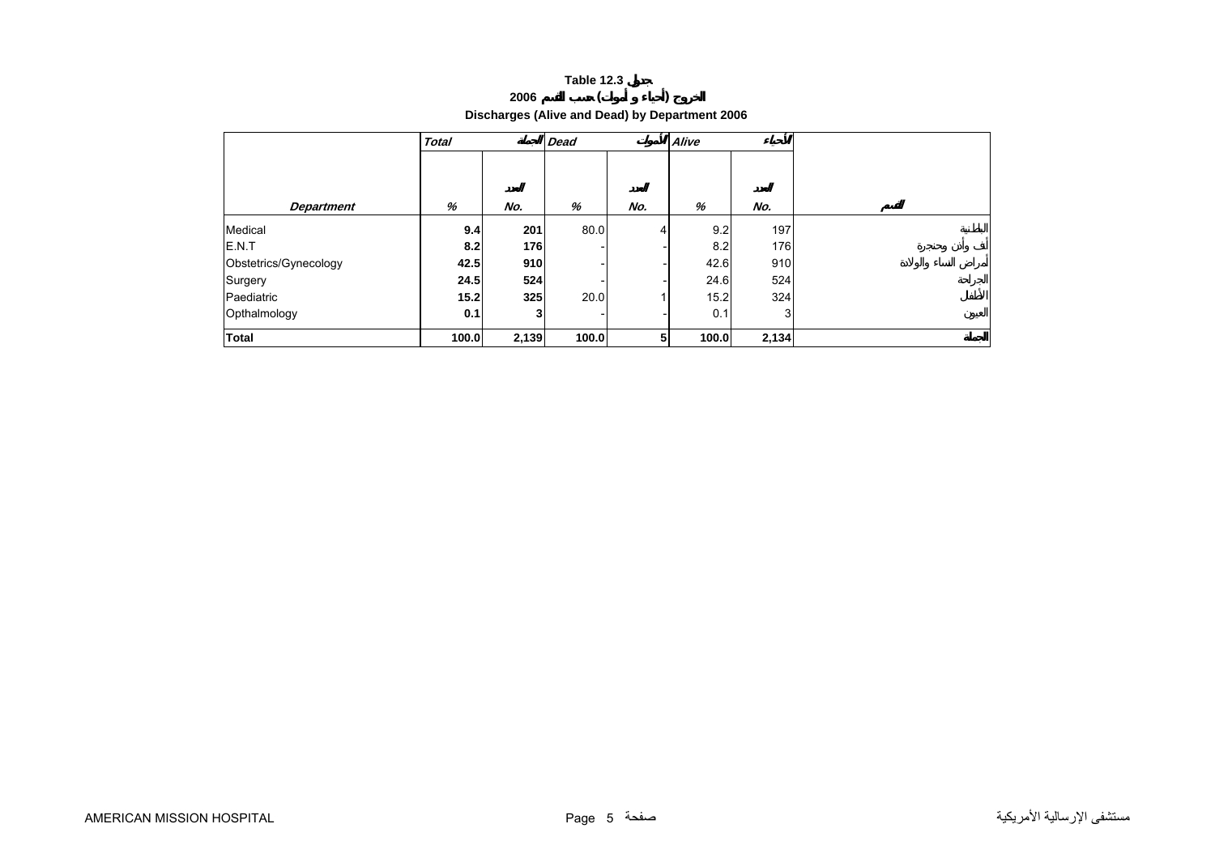**Table 12.3 جدول**

**الخروج (أحياء و أموات) حسب القسم 2006**

**Discharges (Alive and Dead) by Department 2006**

| | *Total* | *الجملة* | *Dead* | *الأموات* | *Alive* | *الأحياء* | |
|---|---|---|---|---|---|---|---|
| *Department* | *%* | *No.* العدد | *%* | *No.* العدد | *%* | *No.* العدد | *القسم* |
| Medical | **9.4** | **201** | 80.0 | 4 | 9.2 | 197 | الباطنية |
| E.N.T | **8.2** | **176** | - | - | 8.2 | 176 | أنف وأذن وحنجرة |
| Obstetrics/Gynecology | **42.5** | **910** | - | - | 42.6 | 910 | أمراض النساء والولادة |
| Surgery | **24.5** | **524** | - | - | 24.6 | 524 | الجراحة |
| Paediatric | **15.2** | **325** | 20.0 | 1 | 15.2 | 324 | الأطفال |
| Opthalmology | **0.1** | **3** | - | - | 0.1 | 3 | العيون |
| **Total** | **100.0** | **2,139** | **100.0** | **5** | **100.0** | **2,134** | **الجملة** |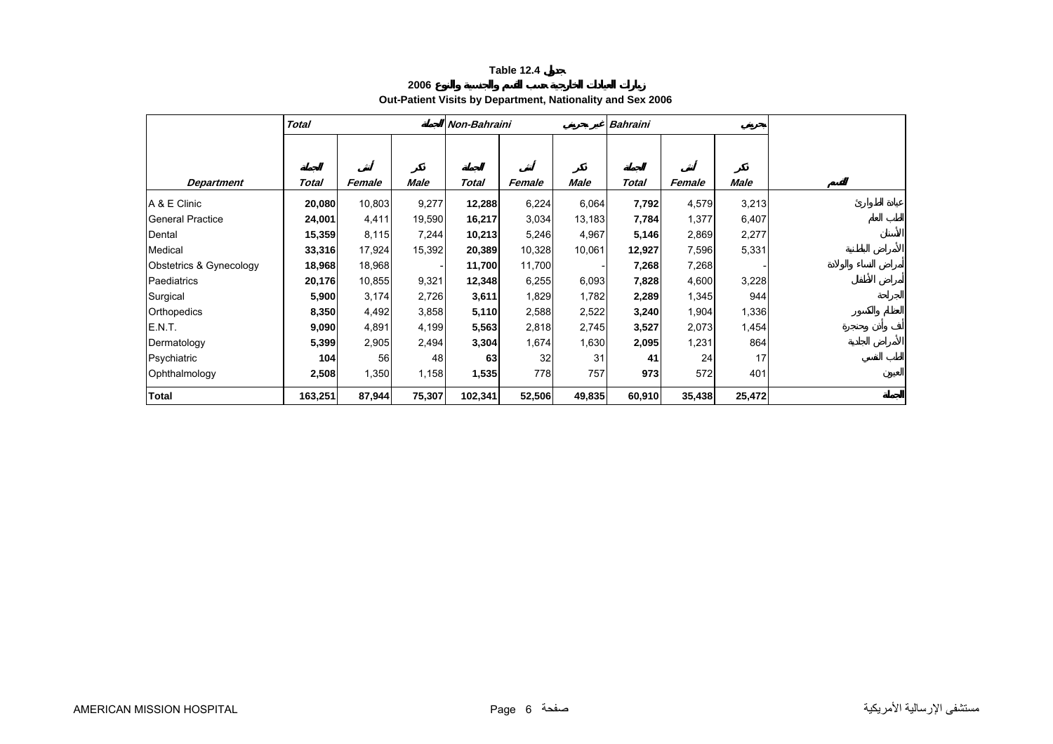# Table 12.4 جدول

## زيارات العيادات الخارجية حسب القسم والجنسية والنوع 2006

## Out-Patient Visits by Department, Nationality and Sex 2006

| | Total | | الجملة | Non-Bahraini | | غير بحريني | Bahraini | | بحريني | |
|---|---|---|---|---|---|---|---|---|---|---|
| **Department** | الجملة **Total** | أنثى **Female** | ذكر **Male** | الجملة **Total** | أنثى **Female** | ذكر **Male** | الجملة **Total** | أنثى **Female** | ذكر **Male** | القسم |
| A & E Clinic | **20,080** | 10,803 | 9,277 | **12,288** | 6,224 | 6,064 | **7,792** | 4,579 | 3,213 | عيادة الطوارئ |
| General Practice | **24,001** | 4,411 | 19,590 | **16,217** | 3,034 | 13,183 | **7,784** | 1,377 | 6,407 | الطب العام |
| Dental | **15,359** | 8,115 | 7,244 | **10,213** | 5,246 | 4,967 | **5,146** | 2,869 | 2,277 | الأسنان |
| Medical | **33,316** | 17,924 | 15,392 | **20,389** | 10,328 | 10,061 | **12,927** | 7,596 | 5,331 | الأمراض الباطنية |
| Obstetrics & Gynecology | **18,968** | 18,968 | - | **11,700** | 11,700 | - | **7,268** | 7,268 | - | أمراض النساء والولادة |
| Paediatrics | **20,176** | 10,855 | 9,321 | **12,348** | 6,255 | 6,093 | **7,828** | 4,600 | 3,228 | أمراض الأطفال |
| Surgical | **5,900** | 3,174 | 2,726 | **3,611** | 1,829 | 1,782 | **2,289** | 1,345 | 944 | الجراحة |
| Orthopedics | **8,350** | 4,492 | 3,858 | **5,110** | 2,588 | 2,522 | **3,240** | 1,904 | 1,336 | العظام والكسور |
| E.N.T. | **9,090** | 4,891 | 4,199 | **5,563** | 2,818 | 2,745 | **3,527** | 2,073 | 1,454 | أنف وأذن وحنجرة |
| Dermatology | **5,399** | 2,905 | 2,494 | **3,304** | 1,674 | 1,630 | **2,095** | 1,231 | 864 | الأمراض الجلدية |
| Psychiatric | **104** | 56 | 48 | **63** | 32 | 31 | **41** | 24 | 17 | الطب النفسي |
| Ophthalmology | **2,508** | 1,350 | 1,158 | **1,535** | 778 | 757 | **973** | 572 | 401 | العيون |
| **Total** | **163,251** | **87,944** | **75,307** | **102,341** | **52,506** | **49,835** | **60,910** | **35,438** | **25,472** | الجملة |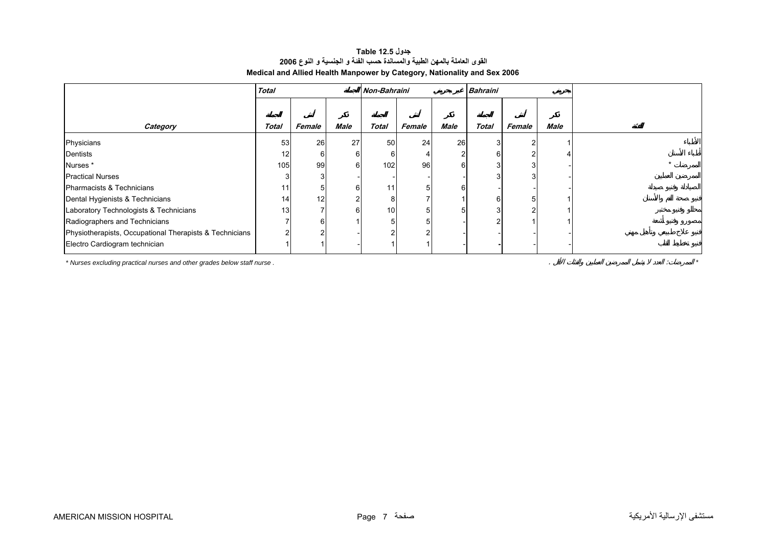**Table 12.5 جدول**

**القوى العاملة بالمهن الطبية والمساندة حسب الفئة و الجنسية و النوع 2006**

**Medical and Allied Health Manpower by Category, Nationality and Sex 2006**

| Category | Total الجملة | | | Non-Bahraini غير بحريني | | | Bahraini بحريني | | | الفئة |
|---|---|---|---|---|---|---|---|---|---|---|
| | Total الجملة | Female أنثى | Male ذكر | Total الجملة | Female أنثى | Male ذكر | Total الجملة | Female أنثى | Male ذكر | |
| Physicians | 53 | 26 | 27 | 50 | 24 | 26 | 3 | 2 | 1 | الأطباء |
| Dentists | 12 | 6 | 6 | 6 | 4 | 2 | 6 | 2 | 4 | أطباء الأسنان |
| Nurses * | 105 | 99 | 6 | 102 | 96 | 6 | 3 | 3 | - | الممرضات * |
| Practical Nurses | 3 | 3 | - | - | - | - | 3 | 3 | - | الممرضين العمليين |
| Pharmacists & Technicians | 11 | 5 | 6 | 11 | 5 | 6 | - | - | - | الصيادلة وفنيو صيدلة |
| Dental Hygienists & Technicians | 14 | 12 | 2 | 8 | 7 | 1 | 6 | 5 | 1 | فنيو صحة الفم والأسنان |
| Laboratory Technologists & Technicians | 13 | 7 | 6 | 10 | 5 | 5 | 3 | 2 | 1 | محللو وفنيو مختبر |
| Radiographers and Technicians | 7 | 6 | 1 | 5 | 5 | - | 2 | 1 | 1 | مصورو وفنيو أشعة |
| Physiotherapists, Occupational Therapists & Technicians | 2 | 2 | - | 2 | 2 | - | - | - | - | فنيو علاج طبيعي وتأهيل مهني |
| Electro Cardiogram technician | 1 | 1 | - | 1 | 1 | - | - | - | - | فنيو تخطيط القلب |

* Nurses excluding practical nurses and other grades below staff nurse .

* الممرضات: العدد لا يشمل الممرضين العمليين والفئات الأقل .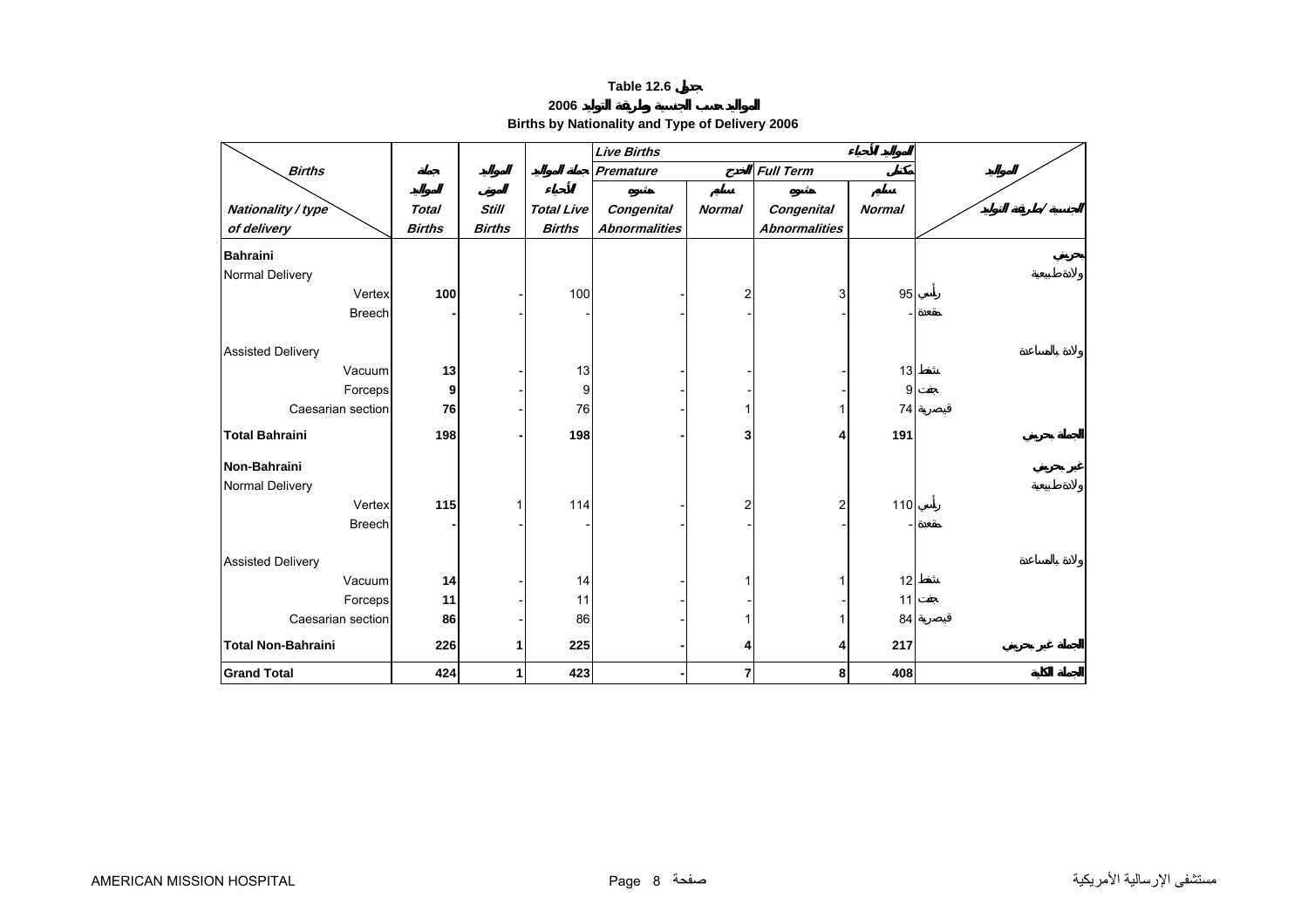**Table 12.6 جدول**

**2006 المواليد حسب الجنسية وطريقة التوليد**

**Births by Nationality and Type of Delivery 2006**

| Births / Nationality / type of delivery | جملة المواليد Total Births | المواليد الموتى Still Births | جملة المواليد الأحياء Total Live Births | Live Births المواليد الأحياء — Premature الخدج — مشوه Congenital Abnormalities | سليم Normal | Full Term مكتمل — مشوه Congenital Abnormalities | سليم Normal | المواليد / الجنسية / طريقة التوليد |
|---|---|---|---|---|---|---|---|---|
| **Bahraini** | | | | | | | | بحريني |
| Normal Delivery | | | | | | | | ولادة طبيعية |
| Vertex | **100** | - | 100 | - | 2 | 3 | 95 | رأسي |
| Breech | **-** | - | - | - | - | - | - | مقعدة |
| Assisted Delivery | | | | | | | | ولادة بالمساعدة |
| Vacuum | **13** | - | 13 | - | - | - | 13 | شفط |
| Forceps | **9** | - | 9 | - | - | - | 9 | جفت |
| Caesarian section | **76** | - | 76 | - | 1 | 1 | 74 | قيصرية |
| **Total Bahraini** | **198** | **-** | **198** | **-** | **3** | **4** | **191** | الجملة بحريني |
| **Non-Bahraini** | | | | | | | | غير بحريني |
| Normal Delivery | | | | | | | | ولادة طبيعية |
| Vertex | **115** | 1 | 114 | - | 2 | 2 | 110 | رأسي |
| Breech | **-** | - | - | - | - | - | - | مقعدة |
| Assisted Delivery | | | | | | | | ولادة بالمساعدة |
| Vacuum | **14** | - | 14 | - | 1 | 1 | 12 | شفط |
| Forceps | **11** | - | 11 | - | - | - | 11 | جفت |
| Caesarian section | **86** | - | 86 | - | 1 | 1 | 84 | قيصرية |
| **Total Non-Bahraini** | **226** | **1** | **225** | **-** | **4** | **4** | **217** | الجملة غير بحريني |
| **Grand Total** | **424** | **1** | **423** | **-** | **7** | **8** | **408** | الجملة الكلية |

AMERICAN MISSION HOSPITAL — مستشفى الإرسالية الأمريكية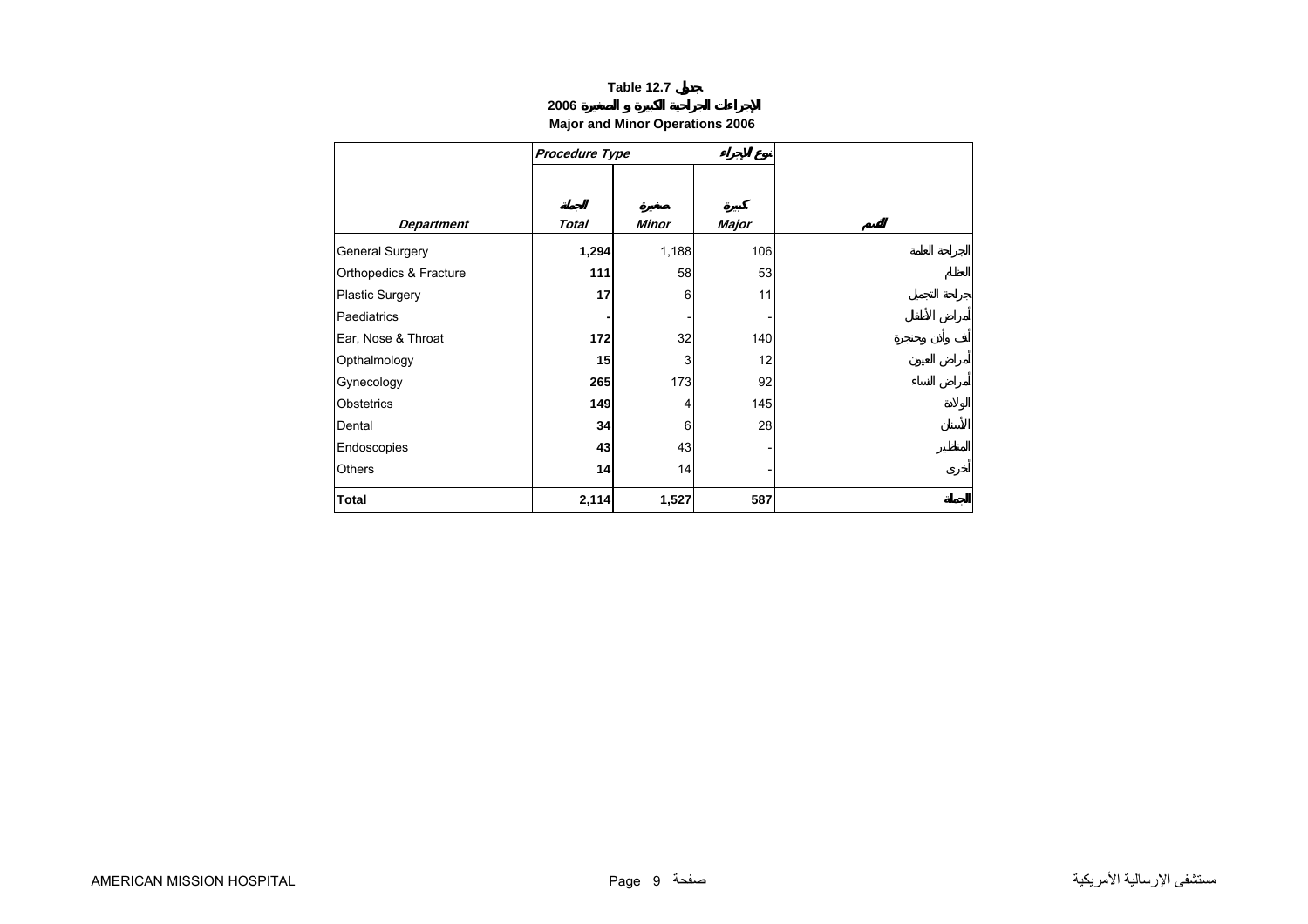**Table 12.7 جدول**

**2006 الإجراءات الجراحية الكبيرة و الصغيرة**

**Major and Minor Operations 2006**

| | *Procedure Type* | | نوع الإجراء | |
|---|---|---|---|---|
| *Department* | الجملة *Total* | صغيرة *Minor* | كبيرة *Major* | القسم |
| General Surgery | **1,294** | 1,188 | 106 | الجراحة العامة |
| Orthopedics & Fracture | **111** | 58 | 53 | العظام |
| Plastic Surgery | **17** | 6 | 11 | جراحة التجميل |
| Paediatrics | **-** | - | - | أمراض الأطفال |
| Ear, Nose & Throat | **172** | 32 | 140 | أنف وأذن وحنجرة |
| Opthalmology | **15** | 3 | 12 | أمراض العيون |
| Gynecology | **265** | 173 | 92 | أمراض النساء |
| Obstetrics | **149** | 4 | 145 | الولادة |
| Dental | **34** | 6 | 28 | الأسنان |
| Endoscopies | **43** | 43 | - | المناظير |
| Others | **14** | 14 | - | أخرى |
| **Total** | **2,114** | **1,527** | **587** | **الجملة** |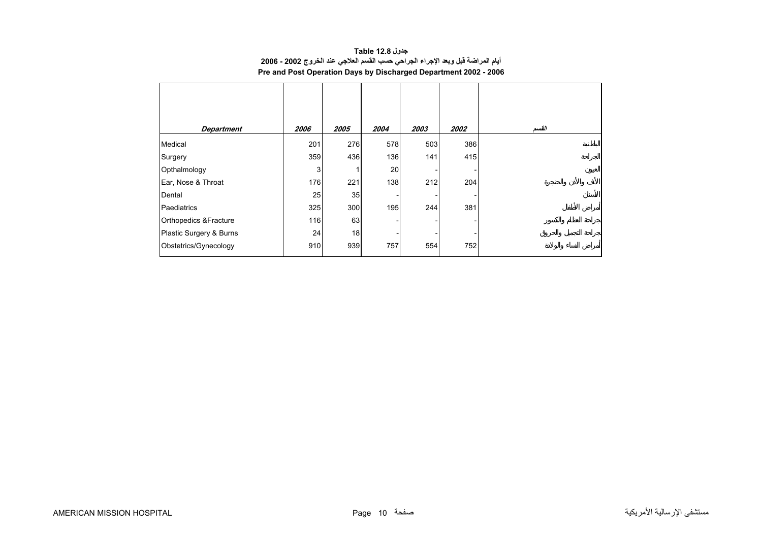**Table 12.8 جدول**

**أيام المراضة قبل وبعد الإجراء الجراحي حسب القسم العلاجي عند الخروج 2002 - 2006**

**Pre and Post Operation Days by Discharged Department 2002 - 2006**

| *Department* | *2006* | *2005* | *2004* | *2003* | *2002* | *القسم* |
|---|---|---|---|---|---|---|
| Medical | 201 | 276 | 578 | 503 | 386 | الباطنية |
| Surgery | 359 | 436 | 136 | 141 | 415 | الجراحة |
| Opthalmology | 3 | 1 | 20 | - | - | العيون |
| Ear, Nose & Throat | 176 | 221 | 138 | 212 | 204 | الأنف والأذن والحنجرة |
| Dental | 25 | 35 | - | - | - | الأسنان |
| Paediatrics | 325 | 300 | 195 | 244 | 381 | أمراض الأطفال |
| Orthopedics &Fracture | 116 | 63 | - | - | - | جراحة العظام والكسور |
| Plastic Surgery & Burns | 24 | 18 | - | - | - | جراحة التجميل والحروق |
| Obstetrics/Gynecology | 910 | 939 | 757 | 554 | 752 | أمراض النساء والولادة |

AMERICAN MISSION HOSPITAL　　　　　　　　　　　　　　　　　　　　　　　　　　　　　　　　　　　مستشفى الإرسالية الأمريكية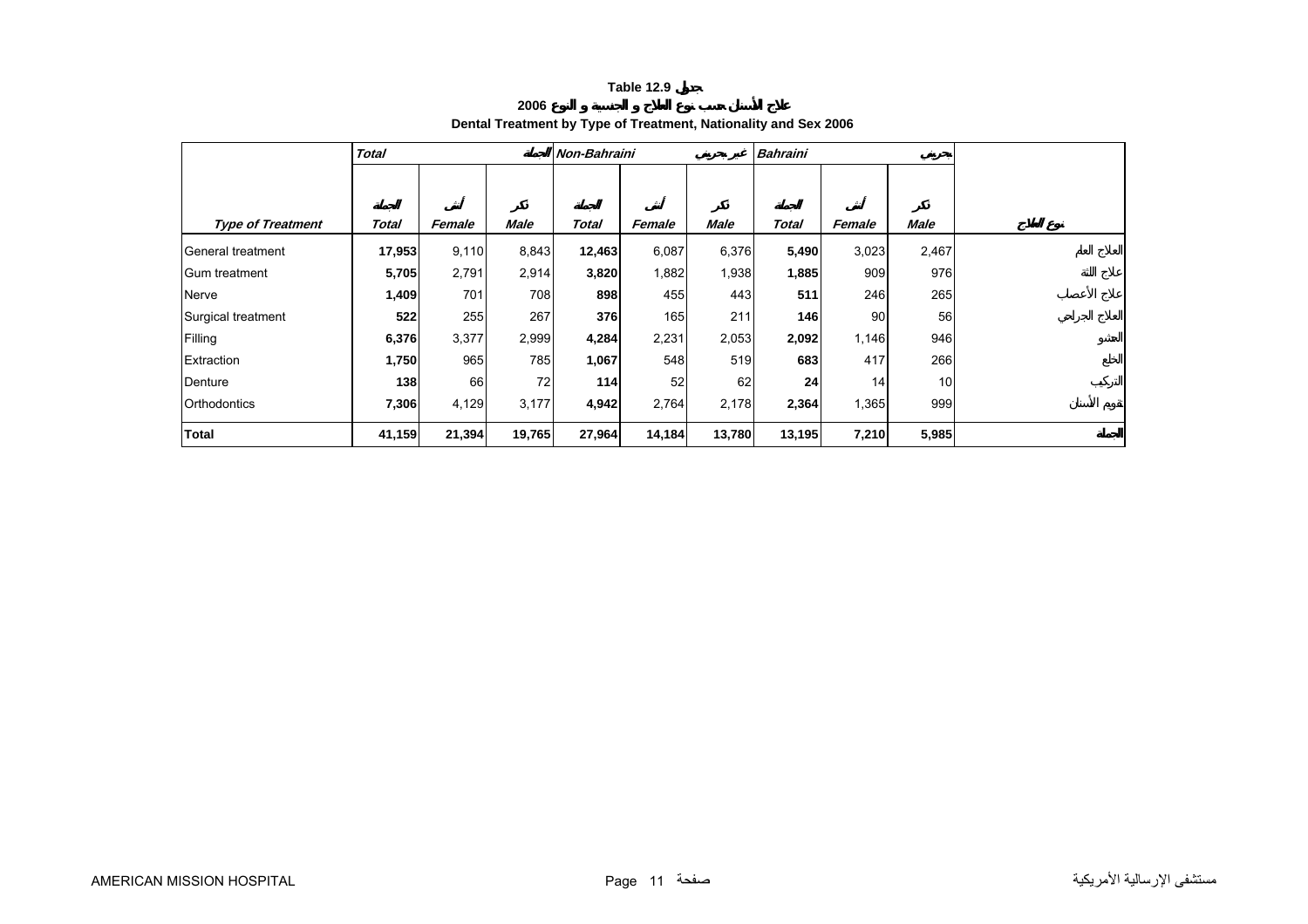**Table 12.9 جدول**

**علاج الأسنان حسب نوع العلاج و الجنسية و النوع 2006**

**Dental Treatment by Type of Treatment, Nationality and Sex 2006**

| | *Total* | | الجملة | *Non-Bahraini* | | غير بحريني | *Bahraini* | | بحريني | |
|---|---|---|---|---|---|---|---|---|---|---|
| | الجملة | أنثى | ذكر | الجملة | أنثى | ذكر | الجملة | أنثى | ذكر | |
| ***Type of Treatment*** | ***Total*** | ***Female*** | ***Male*** | ***Total*** | ***Female*** | ***Male*** | ***Total*** | ***Female*** | ***Male*** | **نوع العلاج** |
| General treatment | **17,953** | 9,110 | 8,843 | **12,463** | 6,087 | 6,376 | **5,490** | 3,023 | 2,467 | العلاج العام |
| Gum treatment | **5,705** | 2,791 | 2,914 | **3,820** | 1,882 | 1,938 | **1,885** | 909 | 976 | علاج اللثة |
| Nerve | **1,409** | 701 | 708 | **898** | 455 | 443 | **511** | 246 | 265 | علاج الأعصاب |
| Surgical treatment | **522** | 255 | 267 | **376** | 165 | 211 | **146** | 90 | 56 | العلاج الجراحي |
| Filling | **6,376** | 3,377 | 2,999 | **4,284** | 2,231 | 2,053 | **2,092** | 1,146 | 946 | الحشو |
| Extraction | **1,750** | 965 | 785 | **1,067** | 548 | 519 | **683** | 417 | 266 | الخلع |
| Denture | **138** | 66 | 72 | **114** | 52 | 62 | **24** | 14 | 10 | التركيب |
| Orthodontics | **7,306** | 4,129 | 3,177 | **4,942** | 2,764 | 2,178 | **2,364** | 1,365 | 999 | تقويم الأسنان |
| **Total** | **41,159** | **21,394** | **19,765** | **27,964** | **14,184** | **13,780** | **13,195** | **7,210** | **5,985** | **الجملة** |

AMERICAN MISSION HOSPITAL مستشفى الإرسالية الأمريكية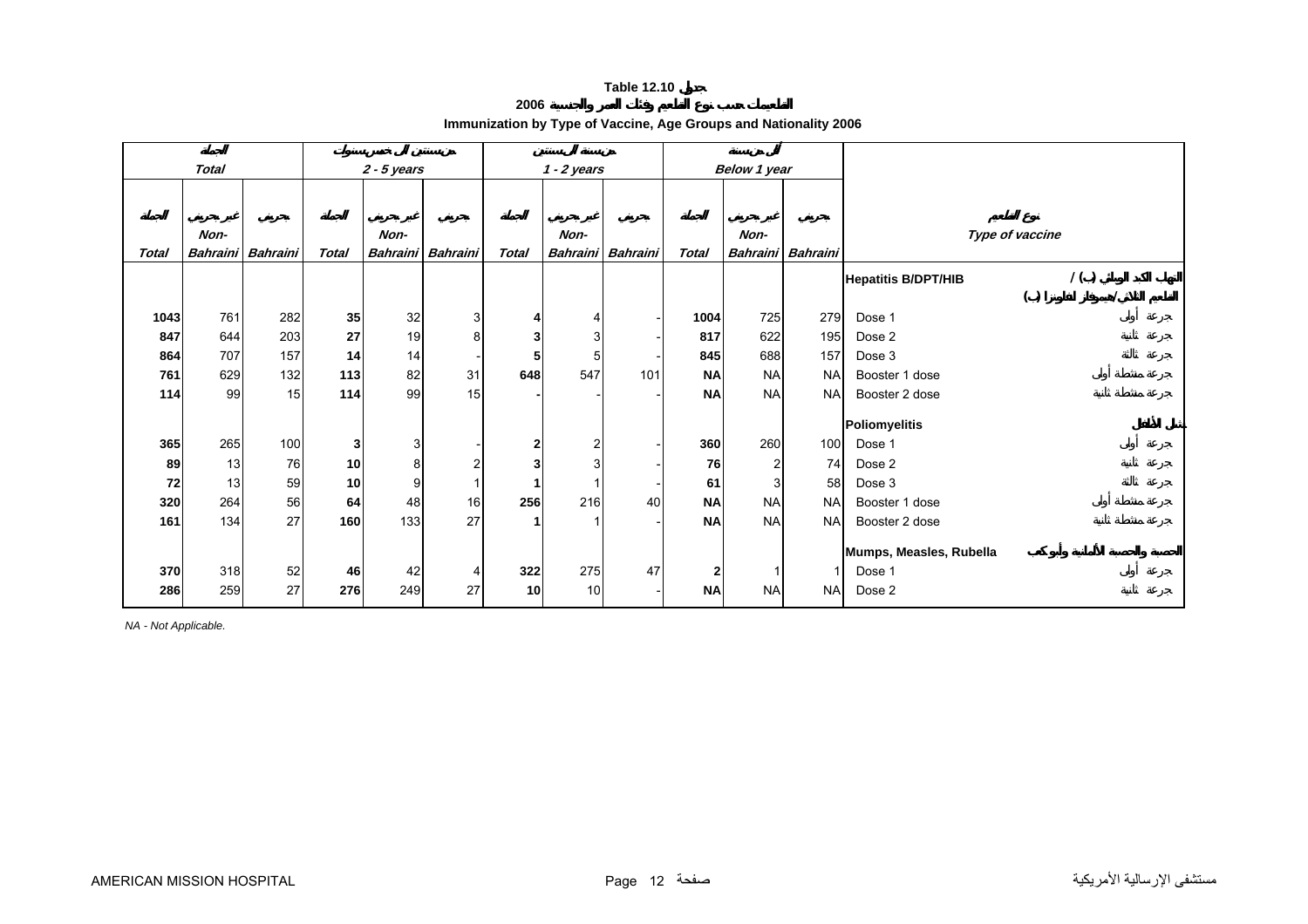**Table 12.10 جدول**

**2006 التطعيمات حسب نوع التطعيم وفئات العمر والجنسية**

**Immunization by Type of Vaccine, Age Groups and Nationality 2006**

| الجملة *Total* | | | من سنتين إلى خمس سنوات *2 - 5 years* | | | من سنة إلى سنتين *1 - 2 years* | | | أقل من سنة *Below 1 year* | | | نوع التطعيم *Type of vaccine* |
|---|---|---|---|---|---|---|---|---|---|---|---|---|
| الجملة *Total* | غير بحريني *Non-Bahraini* | بحريني *Bahraini* | الجملة *Total* | غير بحريني *Non-Bahraini* | بحريني *Bahraini* | الجملة *Total* | غير بحريني *Non-Bahraini* | بحريني *Bahraini* | الجملة *Total* | غير بحريني *Non-Bahraini* | بحريني *Bahraini* | |
| | | | | | | | | | | | | **Hepatitis B/DPT/HIB** التهاب الكبد الوبائي (ب) / التطعيم الثلاثي/هيموفلز انفلونزا (ب) |
| **1043** | 761 | 282 | **35** | 32 | 3 | **4** | 4 | - | **1004** | 725 | 279 | Dose 1 جرعة أولى |
| **847** | 644 | 203 | **27** | 19 | 8 | **3** | 3 | - | **817** | 622 | 195 | Dose 2 جرعة ثانية |
| **864** | 707 | 157 | **14** | 14 | - | **5** | 5 | - | **845** | 688 | 157 | Dose 3 جرعة ثالثة |
| **761** | 629 | 132 | **113** | 82 | 31 | **648** | 547 | 101 | **NA** | NA | NA | Booster 1 dose جرعة منشطة أولى |
| **114** | 99 | 15 | **114** | 99 | 15 | **-** | - | - | **NA** | NA | NA | Booster 2 dose جرعة منشطة ثانية |
| | | | | | | | | | | | | **Poliomyelitis** شلل الأطفال |
| **365** | 265 | 100 | **3** | 3 | - | **2** | 2 | - | **360** | 260 | 100 | Dose 1 جرعة أولى |
| **89** | 13 | 76 | **10** | 8 | 2 | **3** | 3 | - | **76** | 2 | 74 | Dose 2 جرعة ثانية |
| **72** | 13 | 59 | **10** | 9 | 1 | **1** | 1 | - | **61** | 3 | 58 | Dose 3 جرعة ثالثة |
| **320** | 264 | 56 | **64** | 48 | 16 | **256** | 216 | 40 | **NA** | NA | NA | Booster 1 dose جرعة منشطة أولى |
| **161** | 134 | 27 | **160** | 133 | 27 | **1** | 1 | - | **NA** | NA | NA | Booster 2 dose جرعة منشطة ثانية |
| | | | | | | | | | | | | **Mumps, Measles, Rubella** الحصبة والحصبة الألمانية وأبو كعب |
| **370** | 318 | 52 | **46** | 42 | 4 | **322** | 275 | 47 | **2** | 1 | 1 | Dose 1 جرعة أولى |
| **286** | 259 | 27 | **276** | 249 | 27 | **10** | 10 | - | **NA** | NA | NA | Dose 2 جرعة ثانية |

*NA - Not Applicable.*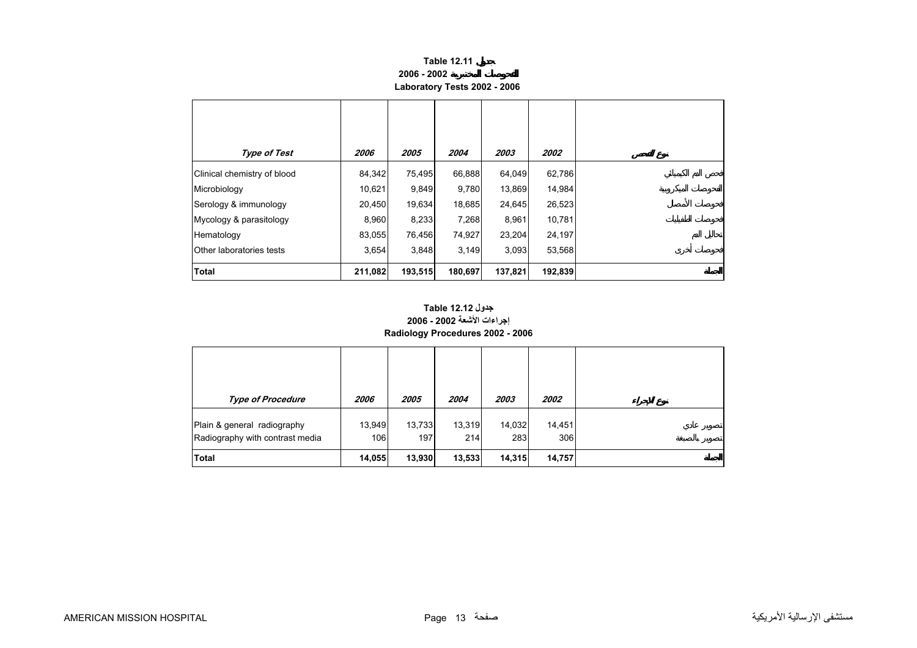**Table 12.11 جدول**

**2006 - 2002 الفحوصات المختبرية**

**Laboratory Tests 2002 - 2006**

| *Type of Test* | *2006* | *2005* | *2004* | *2003* | *2002* | *نوع الفحص* |
|---|---|---|---|---|---|---|
| Clinical chemistry of blood | 84,342 | 75,495 | 66,888 | 64,049 | 62,786 | فحص الدم الكيميائي |
| Microbiology | 10,621 | 9,849 | 9,780 | 13,869 | 14,984 | الفحوصات الميكروبية |
| Serology & immunology | 20,450 | 19,634 | 18,685 | 24,645 | 26,523 | فحوصات الأمصال |
| Mycology & parasitology | 8,960 | 8,233 | 7,268 | 8,961 | 10,781 | فحوصات الطفيليات |
| Hematology | 83,055 | 76,456 | 74,927 | 23,204 | 24,197 | تحاليل الدم |
| Other laboratories tests | 3,654 | 3,848 | 3,149 | 3,093 | 53,568 | فحوصات أخرى |
| **Total** | **211,082** | **193,515** | **180,697** | **137,821** | **192,839** | **الجملة** |

**Table 12.12 جدول**

**2006 - 2002 إجراءات الأشعة**

**Radiology Procedures 2002 - 2006**

| *Type of Procedure* | *2006* | *2005* | *2004* | *2003* | *2002* | *نوع الإجراء* |
|---|---|---|---|---|---|---|
| Plain & general radiography | 13,949 | 13,733 | 13,319 | 14,032 | 14,451 | تصوير عادي |
| Radiography with contrast media | 106 | 197 | 214 | 283 | 306 | تصوير بالصبغة |
| **Total** | **14,055** | **13,930** | **13,533** | **14,315** | **14,757** | **الجملة** |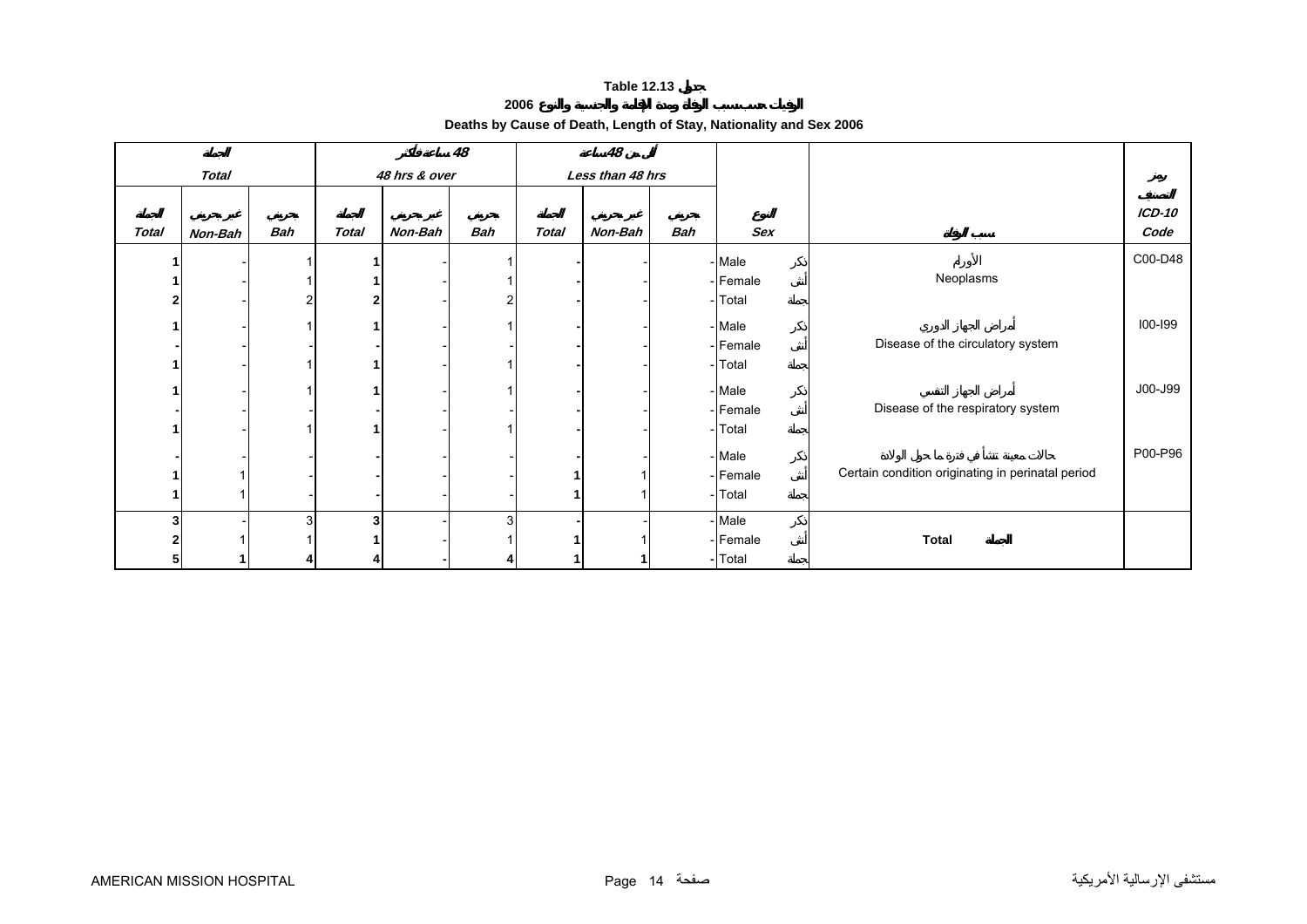**Table 12.13 جدول**

**2006 الوفيات حسب سبب الوفاة ومدة الإقامة والجنسية والنوع**

**Deaths by Cause of Death, Length of Stay, Nationality and Sex 2006**

| الجملة Total | | | 48 ساعة فأكثر 48 hrs & over | | | أقل من 48 ساعة Less than 48 hrs | | | | | |
|---|---|---|---|---|---|---|---|---|---|---|---|
| الجملة Total | غير بحريني Non-Bah | بحريني Bah | الجملة Total | غير بحريني Non-Bah | بحريني Bah | الجملة Total | غير بحريني Non-Bah | بحريني Bah | النوع Sex | سبب الوفاة | رمز التصنيف ICD-10 Code |
| 1 | - | 1 | 1 | - | 1 | - | - | - | Male ذكر | الأورام Neoplasms | C00-D48 |
| 1 | - | 1 | 1 | - | 1 | - | - | - | Female أنثى | | |
| 2 | - | 2 | 2 | - | 2 | - | - | - | Total جملة | | |
| 1 | - | 1 | 1 | - | 1 | - | - | - | Male ذكر | أمراض الجهاز الدوري Disease of the circulatory system | I00-I99 |
| - | - | - | - | - | - | - | - | - | Female أنثى | | |
| 1 | - | 1 | 1 | - | 1 | - | - | - | Total جملة | | |
| 1 | - | 1 | 1 | - | 1 | - | - | - | Male ذكر | أمراض الجهاز التنفسي Disease of the respiratory system | J00-J99 |
| - | - | - | - | - | - | - | - | - | Female أنثى | | |
| 1 | - | 1 | 1 | - | 1 | - | - | - | Total جملة | | |
| - | - | - | - | - | - | - | - | - | Male ذكر | حالات معينة تنشأ في فترة ما حول الولادة Certain condition originating in perinatal period | P00-P96 |
| 1 | 1 | - | - | - | - | 1 | 1 | - | Female أنثى | | |
| 1 | 1 | - | - | - | - | 1 | 1 | - | Total جملة | | |
| 3 | - | 3 | 3 | - | 3 | - | - | - | Male ذكر | **Total الجملة** | |
| 2 | 1 | 1 | 1 | - | 1 | 1 | 1 | - | Female أنثى | | |
| 5 | 1 | 4 | 4 | - | 4 | 1 | 1 | - | Total جملة | | |

AMERICAN MISSION HOSPITAL مستشفى الإرسالية الأمريكية